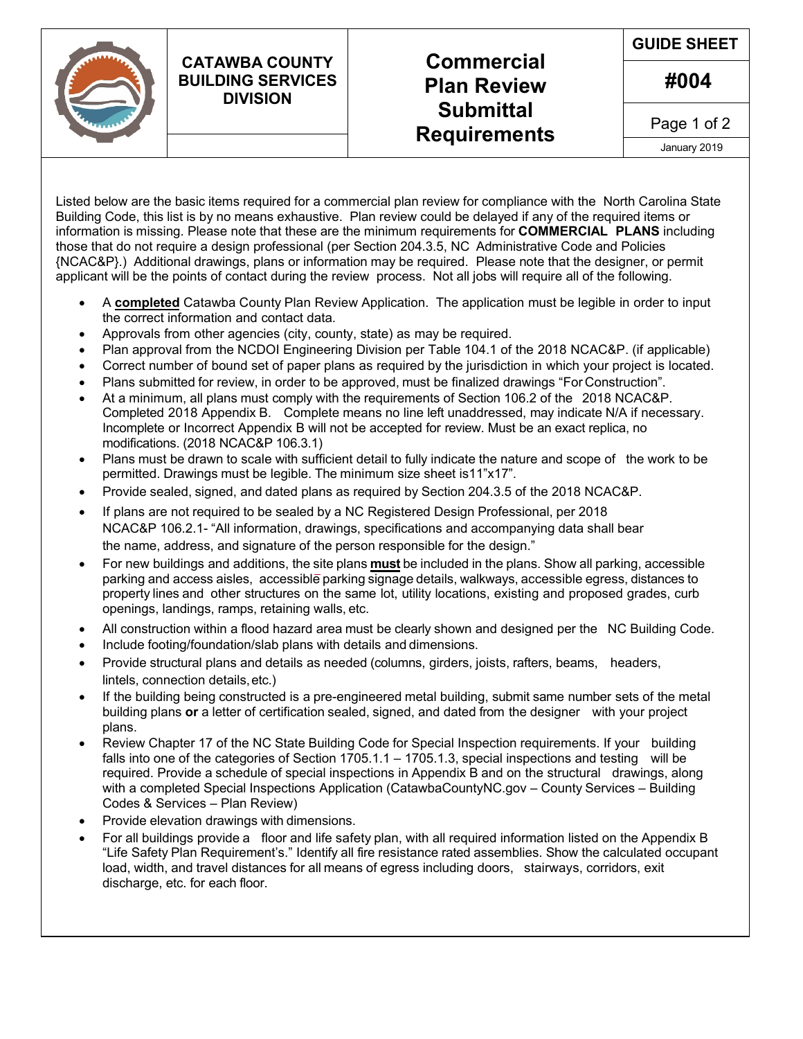| CATAWBA COUNTY BUILDING SERVICES DIVISION | Commercial Plan Review Submittal Requirements | GUIDE SHEET |
|---|---|---|
| | | **#004** |
| | | January 2019 |

Listed below are the basic items required for a commercial plan review for compliance with the North Carolina State Building Code, this list is by no means exhaustive. Plan review could be delayed if any of the required items or information is missing. Please note that these are the minimum requirements for **COMMERCIAL PLANS** including those that do not require a design professional (per Section 204.3.5, NC Administrative Code and Policies {NCAC&P}.) Additional drawings, plans or information may be required. Please note that the designer, or permit applicant will be the points of contact during the review process. Not all jobs will require all of the following.

- A **completed** Catawba County Plan Review Application. The application must be legible in order to input the correct information and contact data.
- Approvals from other agencies (city, county, state) as may be required.
- Plan approval from the NCDOI Engineering Division per Table 104.1 of the 2018 NCAC&P. (if applicable)
- Correct number of bound set of paper plans as required by the jurisdiction in which your project is located.
- Plans submitted for review, in order to be approved, must be finalized drawings "For Construction".
- At a minimum, all plans must comply with the requirements of Section 106.2 of the 2018 NCAC&P. Completed 2018 Appendix B. Complete means no line left unaddressed, may indicate N/A if necessary. Incomplete or Incorrect Appendix B will not be accepted for review. Must be an exact replica, no modifications. (2018 NCAC&P 106.3.1)
- Plans must be drawn to scale with sufficient detail to fully indicate the nature and scope of the work to be permitted. Drawings must be legible. The minimum size sheet is11"x17".
- Provide sealed, signed, and dated plans as required by Section 204.3.5 of the 2018 NCAC&P.
- If plans are not required to be sealed by a NC Registered Design Professional, per 2018 NCAC&P 106.2.1- "All information, drawings, specifications and accompanying data shall bear the name, address, and signature of the person responsible for the design."
- For new buildings and additions, the site plans **must** be included in the plans. Show all parking, accessible parking and access aisles, accessible parking signage details, walkways, accessible egress, distances to property lines and other structures on the same lot, utility locations, existing and proposed grades, curb openings, landings, ramps, retaining walls, etc.
- All construction within a flood hazard area must be clearly shown and designed per the NC Building Code.
- Include footing/foundation/slab plans with details and dimensions.
- Provide structural plans and details as needed (columns, girders, joists, rafters, beams, headers, lintels, connection details, etc.)
- If the building being constructed is a pre-engineered metal building, submit same number sets of the metal building plans **or** a letter of certification sealed, signed, and dated from the designer with your project plans.
- Review Chapter 17 of the NC State Building Code for Special Inspection requirements. If your building falls into one of the categories of Section 1705.1.1 – 1705.1.3, special inspections and testing will be required. Provide a schedule of special inspections in Appendix B and on the structural drawings, along with a completed Special Inspections Application (CatawbaCountyNC.gov – County Services – Building Codes & Services – Plan Review)
- Provide elevation drawings with dimensions.
- For all buildings provide a floor and life safety plan, with all required information listed on the Appendix B "Life Safety Plan Requirement's." Identify all fire resistance rated assemblies. Show the calculated occupant load, width, and travel distances for all means of egress including doors, stairways, corridors, exit discharge, etc. for each floor.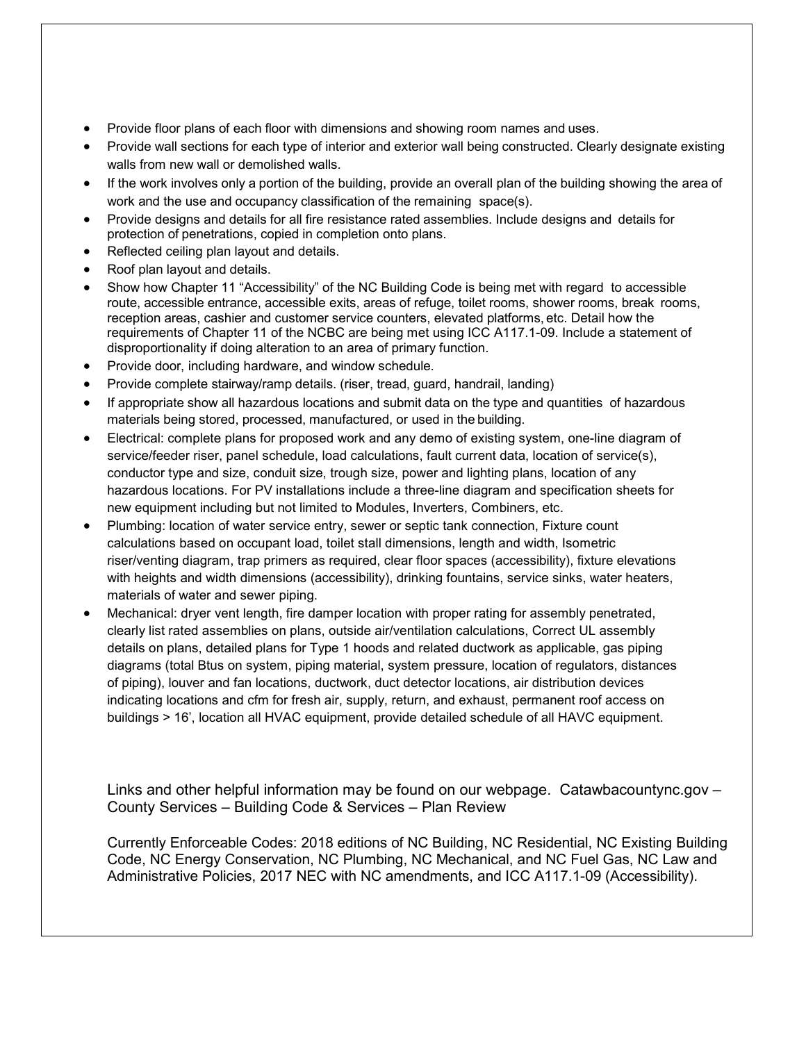- Provide floor plans of each floor with dimensions and showing room names and uses.
- Provide wall sections for each type of interior and exterior wall being constructed. Clearly designate existing walls from new wall or demolished walls.
- If the work involves only a portion of the building, provide an overall plan of the building showing the area of work and the use and occupancy classification of the remaining space(s).
- Provide designs and details for all fire resistance rated assemblies. Include designs and details for protection of penetrations, copied in completion onto plans.
- Reflected ceiling plan layout and details.
- Roof plan layout and details.
- Show how Chapter 11 "Accessibility" of the NC Building Code is being met with regard to accessible route, accessible entrance, accessible exits, areas of refuge, toilet rooms, shower rooms, break rooms, reception areas, cashier and customer service counters, elevated platforms, etc. Detail how the requirements of Chapter 11 of the NCBC are being met using ICC A117.1-09. Include a statement of disproportionality if doing alteration to an area of primary function.
- Provide door, including hardware, and window schedule.
- Provide complete stairway/ramp details. (riser, tread, guard, handrail, landing)
- If appropriate show all hazardous locations and submit data on the type and quantities of hazardous materials being stored, processed, manufactured, or used in the building.
- Electrical: complete plans for proposed work and any demo of existing system, one-line diagram of service/feeder riser, panel schedule, load calculations, fault current data, location of service(s), conductor type and size, conduit size, trough size, power and lighting plans, location of any hazardous locations. For PV installations include a three-line diagram and specification sheets for new equipment including but not limited to Modules, Inverters, Combiners, etc.
- Plumbing: location of water service entry, sewer or septic tank connection, Fixture count calculations based on occupant load, toilet stall dimensions, length and width, Isometric riser/venting diagram, trap primers as required, clear floor spaces (accessibility), fixture elevations with heights and width dimensions (accessibility), drinking fountains, service sinks, water heaters, materials of water and sewer piping.
- Mechanical: dryer vent length, fire damper location with proper rating for assembly penetrated, clearly list rated assemblies on plans, outside air/ventilation calculations, Correct UL assembly details on plans, detailed plans for Type 1 hoods and related ductwork as applicable, gas piping diagrams (total Btus on system, piping material, system pressure, location of regulators, distances of piping), louver and fan locations, ductwork, duct detector locations, air distribution devices indicating locations and cfm for fresh air, supply, return, and exhaust, permanent roof access on buildings > 16', location all HVAC equipment, provide detailed schedule of all HAVC equipment.

Links and other helpful information may be found on our webpage. Catawbacountync.gov – County Services – Building Code & Services – Plan Review

Currently Enforceable Codes: 2018 editions of NC Building, NC Residential, NC Existing Building Code, NC Energy Conservation, NC Plumbing, NC Mechanical, and NC Fuel Gas, NC Law and Administrative Policies, 2017 NEC with NC amendments, and ICC A117.1-09 (Accessibility).